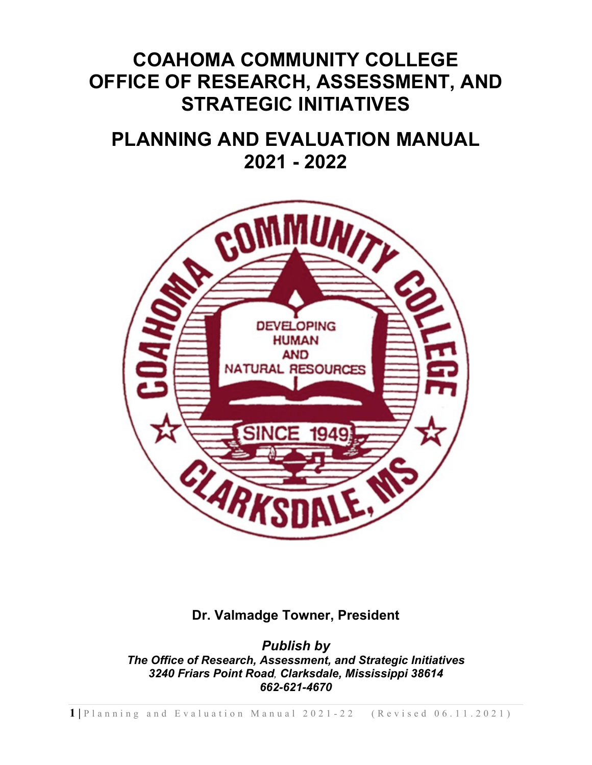# COAHOMA COMMUNITY COLLEGE
# OFFICE OF RESEARCH, ASSESSMENT, AND STRATEGIC INITIATIVES

# PLANNING AND EVALUATION MANUAL
# 2021 - 2022

**Dr. Valmadge Towner, President**

***Publish by***
***The Office of Research, Assessment, and Strategic Initiatives***
***3240 Friars Point Road, Clarksdale, Mississippi 38614***
***662-621-4670***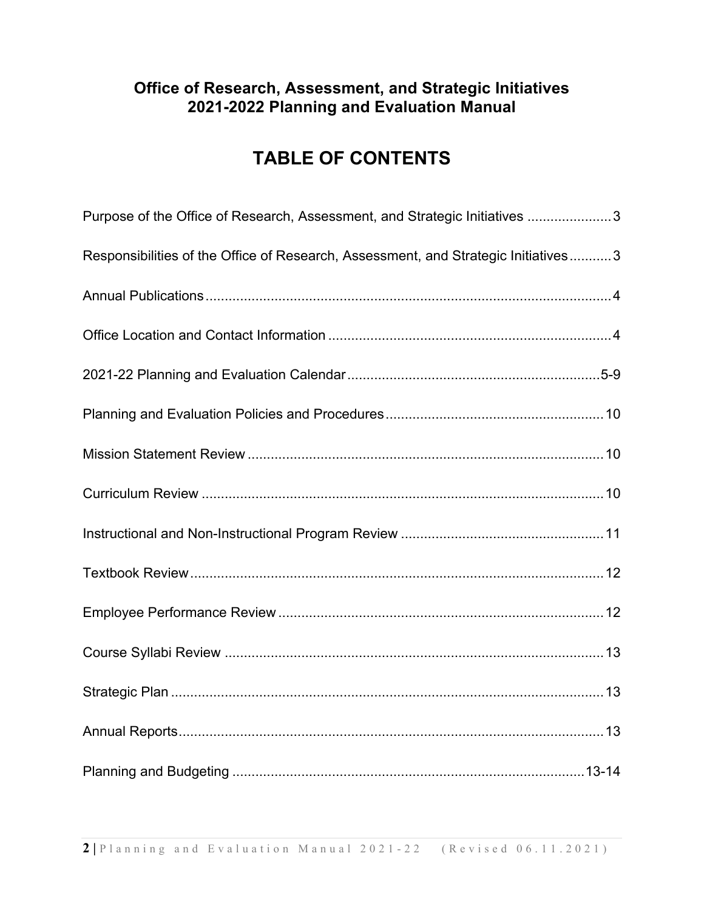**Office of Research, Assessment, and Strategic Initiatives**
**2021-2022 Planning and Evaluation Manual**

# TABLE OF CONTENTS

| Section | Page |
|---|---|
| Purpose of the Office of Research, Assessment, and Strategic Initiatives | 3 |
| Responsibilities of the Office of Research, Assessment, and Strategic Initiatives | 3 |
| Annual Publications | 4 |
| Office Location and Contact Information | 4 |
| 2021-22 Planning and Evaluation Calendar | 5-9 |
| Planning and Evaluation Policies and Procedures | 10 |
| Mission Statement Review | 10 |
| Curriculum Review | 10 |
| Instructional and Non-Instructional Program Review | 11 |
| Textbook Review | 12 |
| Employee Performance Review | 12 |
| Course Syllabi Review | 13 |
| Strategic Plan | 13 |
| Annual Reports | 13 |
| Planning and Budgeting | 13-14 |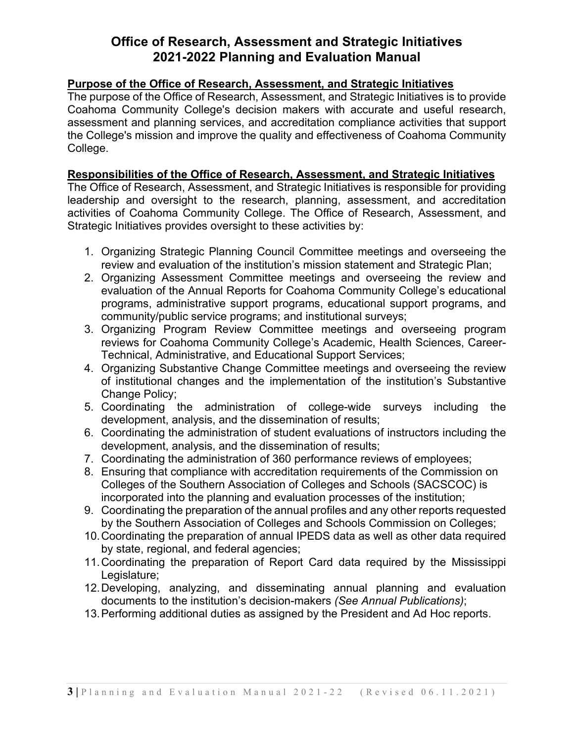# Office of Research, Assessment and Strategic Initiatives
# 2021-2022 Planning and Evaluation Manual

## Purpose of the Office of Research, Assessment, and Strategic Initiatives

The purpose of the Office of Research, Assessment, and Strategic Initiatives is to provide Coahoma Community College's decision makers with accurate and useful research, assessment and planning services, and accreditation compliance activities that support the College's mission and improve the quality and effectiveness of Coahoma Community College.

## Responsibilities of the Office of Research, Assessment, and Strategic Initiatives

The Office of Research, Assessment, and Strategic Initiatives is responsible for providing leadership and oversight to the research, planning, assessment, and accreditation activities of Coahoma Community College. The Office of Research, Assessment, and Strategic Initiatives provides oversight to these activities by:

1. Organizing Strategic Planning Council Committee meetings and overseeing the review and evaluation of the institution's mission statement and Strategic Plan;
2. Organizing Assessment Committee meetings and overseeing the review and evaluation of the Annual Reports for Coahoma Community College's educational programs, administrative support programs, educational support programs, and community/public service programs; and institutional surveys;
3. Organizing Program Review Committee meetings and overseeing program reviews for Coahoma Community College's Academic, Health Sciences, Career-Technical, Administrative, and Educational Support Services;
4. Organizing Substantive Change Committee meetings and overseeing the review of institutional changes and the implementation of the institution's Substantive Change Policy;
5. Coordinating the administration of college-wide surveys including the development, analysis, and the dissemination of results;
6. Coordinating the administration of student evaluations of instructors including the development, analysis, and the dissemination of results;
7. Coordinating the administration of 360 performance reviews of employees;
8. Ensuring that compliance with accreditation requirements of the Commission on Colleges of the Southern Association of Colleges and Schools (SACSCOC) is incorporated into the planning and evaluation processes of the institution;
9. Coordinating the preparation of the annual profiles and any other reports requested by the Southern Association of Colleges and Schools Commission on Colleges;
10. Coordinating the preparation of annual IPEDS data as well as other data required by state, regional, and federal agencies;
11. Coordinating the preparation of Report Card data required by the Mississippi Legislature;
12. Developing, analyzing, and disseminating annual planning and evaluation documents to the institution's decision-makers *(See Annual Publications)*;
13. Performing additional duties as assigned by the President and Ad Hoc reports.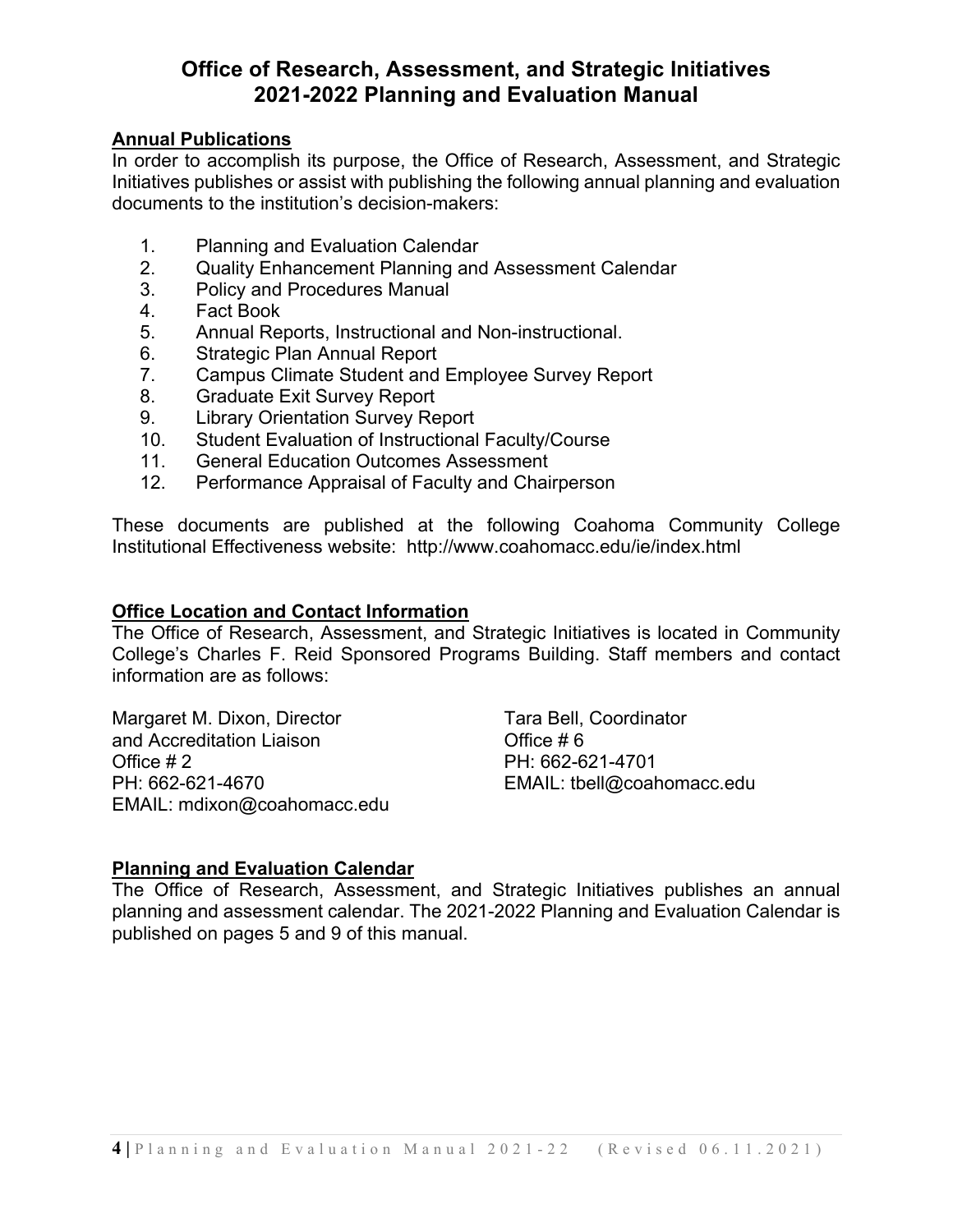# Office of Research, Assessment, and Strategic Initiatives
# 2021-2022 Planning and Evaluation Manual

## Annual Publications

In order to accomplish its purpose, the Office of Research, Assessment, and Strategic Initiatives publishes or assist with publishing the following annual planning and evaluation documents to the institution's decision-makers:

1. Planning and Evaluation Calendar
2. Quality Enhancement Planning and Assessment Calendar
3. Policy and Procedures Manual
4. Fact Book
5. Annual Reports, Instructional and Non-instructional.
6. Strategic Plan Annual Report
7. Campus Climate Student and Employee Survey Report
8. Graduate Exit Survey Report
9. Library Orientation Survey Report
10. Student Evaluation of Instructional Faculty/Course
11. General Education Outcomes Assessment
12. Performance Appraisal of Faculty and Chairperson

These documents are published at the following Coahoma Community College Institutional Effectiveness website: http://www.coahomacc.edu/ie/index.html

## Office Location and Contact Information

The Office of Research, Assessment, and Strategic Initiatives is located in Community College's Charles F. Reid Sponsored Programs Building. Staff members and contact information are as follows:

Margaret M. Dixon, Director
and Accreditation Liaison
Office # 2
PH: 662-621-4670
EMAIL: mdixon@coahomacc.edu

Tara Bell, Coordinator
Office # 6
PH: 662-621-4701
EMAIL: tbell@coahomacc.edu

## Planning and Evaluation Calendar

The Office of Research, Assessment, and Strategic Initiatives publishes an annual planning and assessment calendar. The 2021-2022 Planning and Evaluation Calendar is published on pages 5 and 9 of this manual.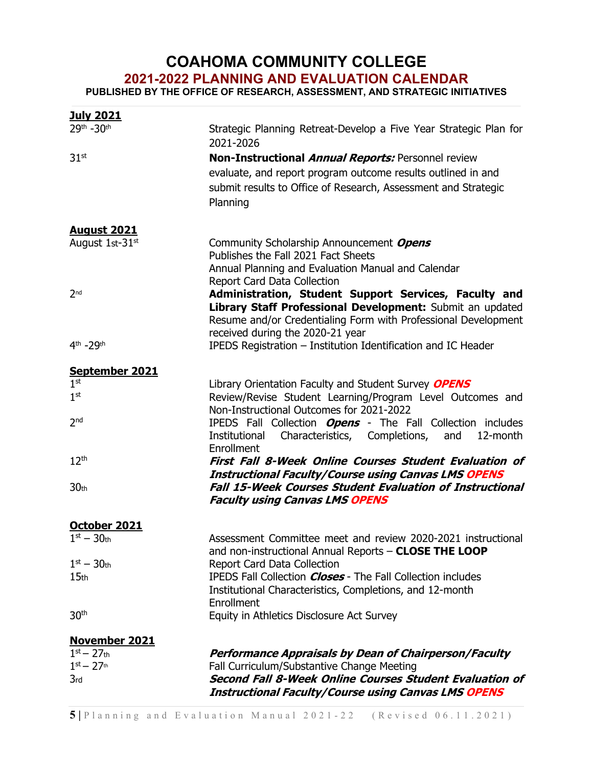# COAHOMA COMMUNITY COLLEGE

## 2021-2022 PLANNING AND EVALUATION CALENDAR

**PUBLISHED BY THE OFFICE OF RESEARCH, ASSESSMENT, AND STRATEGIC INITIATIVES**

### July 2021

| Date | Activity |
|---|---|
| 29th -30th | Strategic Planning Retreat-Develop a Five Year Strategic Plan for 2021-2026 |
| 31st | **Non-Instructional *Annual Reports:*** Personnel review evaluate, and report program outcome results outlined in and submit results to Office of Research, Assessment and Strategic Planning |

### August 2021

| Date | Activity |
|---|---|
| August 1st-31st | Community Scholarship Announcement ***Opens***<br>Publishes the Fall 2021 Fact Sheets<br>Annual Planning and Evaluation Manual and Calendar<br>Report Card Data Collection |
| 2nd | **Administration, Student Support Services, Faculty and Library Staff Professional Development:** Submit an updated Resume and/or Credentialing Form with Professional Development received during the 2020-21 year |
| 4th -29th | IPEDS Registration – Institution Identification and IC Header |

### September 2021

| Date | Activity |
|---|---|
| 1st | Library Orientation Faculty and Student Survey ***OPENS*** |
| 1st | Review/Revise Student Learning/Program Level Outcomes and Non-Instructional Outcomes for 2021-2022 |
| 2nd | IPEDS Fall Collection ***Opens*** - The Fall Collection includes Institutional Characteristics, Completions, and 12-month Enrollment |
| 12th | ***First Fall 8-Week Online Courses Student Evaluation of Instructional Faculty/Course using Canvas LMS OPENS*** |
| 30th | ***Fall 15-Week Courses Student Evaluation of Instructional Faculty using Canvas LMS OPENS*** |

### October 2021

| Date | Activity |
|---|---|
| 1st – 30th | Assessment Committee meet and review 2020-2021 instructional and non-instructional Annual Reports – **CLOSE THE LOOP** |
| 1st – 30th | Report Card Data Collection |
| 15th | IPEDS Fall Collection ***Closes*** - The Fall Collection includes Institutional Characteristics, Completions, and 12-month Enrollment |
| 30th | Equity in Athletics Disclosure Act Survey |

### November 2021

| Date | Activity |
|---|---|
| 1st – 27th | ***Performance Appraisals by Dean of Chairperson/Faculty*** |
| 1st – 27th | Fall Curriculum/Substantive Change Meeting |
| 3rd | ***Second Fall 8-Week Online Courses Student Evaluation of Instructional Faculty/Course using Canvas LMS OPENS*** |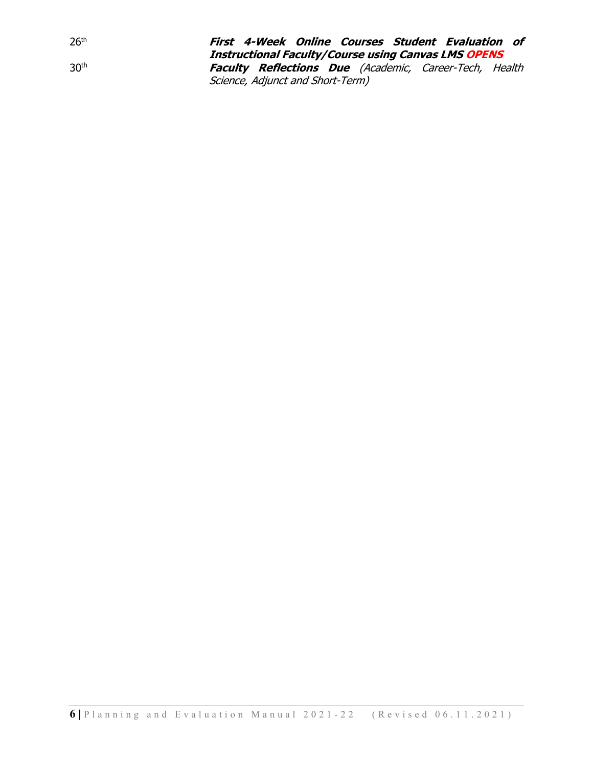| | |
|---|---|
| 26th | ***First 4-Week Online Courses Student Evaluation of Instructional Faculty/Course using Canvas LMS OPENS*** |
| 30th | ***Faculty Reflections Due*** *(Academic, Career-Tech, Health Science, Adjunct and Short-Term)* |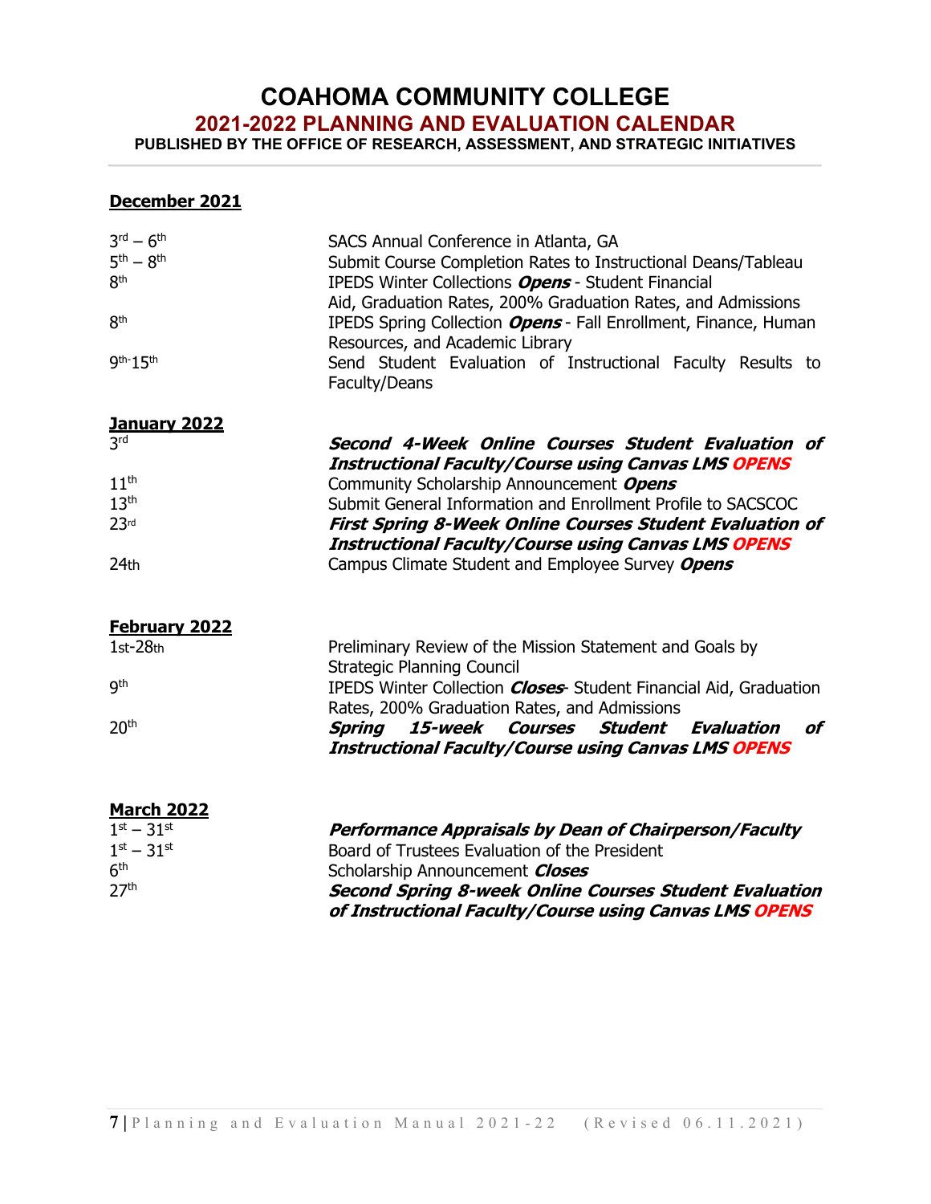# COAHOMA COMMUNITY COLLEGE

## 2021-2022 PLANNING AND EVALUATION CALENDAR

**PUBLISHED BY THE OFFICE OF RESEARCH, ASSESSMENT, AND STRATEGIC INITIATIVES**

---

### December 2021

| | |
|---|---|
| 3rd – 6th | SACS Annual Conference in Atlanta, GA |
| 5th – 8th | Submit Course Completion Rates to Instructional Deans/Tableau |
| 8th | IPEDS Winter Collections ***Opens*** - Student Financial Aid, Graduation Rates, 200% Graduation Rates, and Admissions |
| 8th | IPEDS Spring Collection ***Opens*** - Fall Enrollment, Finance, Human Resources, and Academic Library |
| 9th-15th | Send Student Evaluation of Instructional Faculty Results to Faculty/Deans |

### January 2022

| | |
|---|---|
| 3rd | ***Second 4-Week Online Courses Student Evaluation of Instructional Faculty/Course using Canvas LMS OPENS*** |
| 11th | Community Scholarship Announcement ***Opens*** |
| 13th | Submit General Information and Enrollment Profile to SACSCOC |
| 23rd | ***First Spring 8-Week Online Courses Student Evaluation of Instructional Faculty/Course using Canvas LMS OPENS*** |
| 24th | Campus Climate Student and Employee Survey ***Opens*** |

### February 2022

| | |
|---|---|
| 1st-28th | Preliminary Review of the Mission Statement and Goals by Strategic Planning Council |
| 9th | IPEDS Winter Collection ***Closes***- Student Financial Aid, Graduation Rates, 200% Graduation Rates, and Admissions |
| 20th | ***Spring 15-week Courses Student Evaluation of Instructional Faculty/Course using Canvas LMS OPENS*** |

### March 2022

| | |
|---|---|
| 1st – 31st | ***Performance Appraisals by Dean of Chairperson/Faculty*** |
| 1st – 31st | Board of Trustees Evaluation of the President |
| 6th | Scholarship Announcement ***Closes*** |
| 27th | ***Second Spring 8-week Online Courses Student Evaluation of Instructional Faculty/Course using Canvas LMS OPENS*** |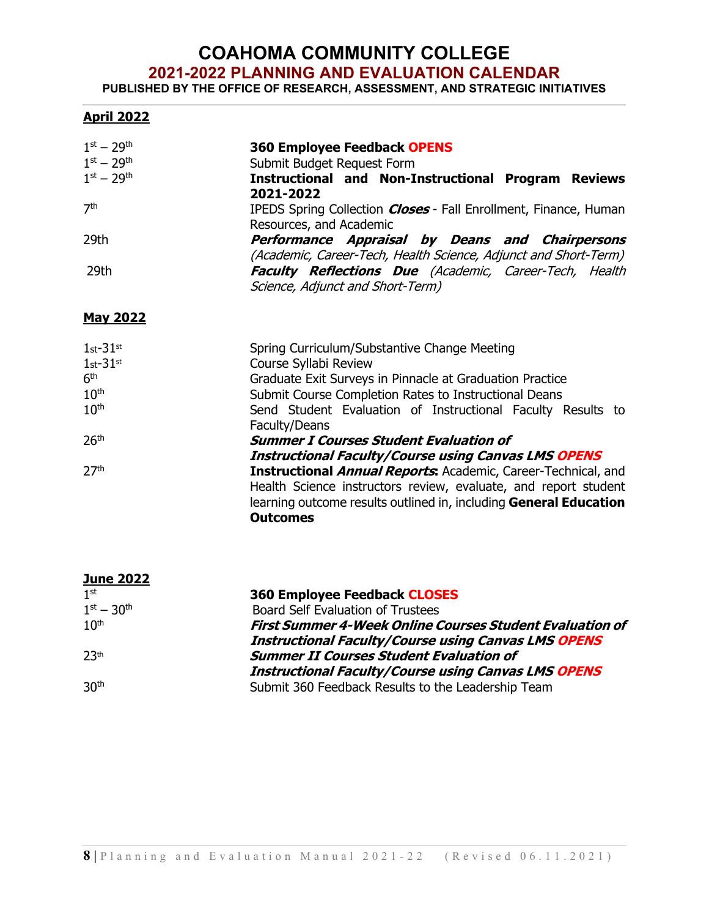# COAHOMA COMMUNITY COLLEGE

## 2021-2022 PLANNING AND EVALUATION CALENDAR

**PUBLISHED BY THE OFFICE OF RESEARCH, ASSESSMENT, AND STRATEGIC INITIATIVES**

### April 2022

| | |
|---|---|
| 1st – 29th | **360 Employee Feedback OPENS** |
| 1st – 29th | Submit Budget Request Form |
| 1st – 29th | **Instructional and Non-Instructional Program Reviews 2021-2022** |
| 7th | IPEDS Spring Collection ***Closes*** - Fall Enrollment, Finance, Human Resources, and Academic |
| 29th | ***Performance Appraisal by Deans and Chairpersons*** *(Academic, Career-Tech, Health Science, Adjunct and Short-Term)* |
| 29th | ***Faculty Reflections Due*** *(Academic, Career-Tech, Health Science, Adjunct and Short-Term)* |

### May 2022

| | |
|---|---|
| 1st-31st | Spring Curriculum/Substantive Change Meeting |
| 1st-31st | Course Syllabi Review |
| 6th | Graduate Exit Surveys in Pinnacle at Graduation Practice |
| 10th | Submit Course Completion Rates to Instructional Deans |
| 10th | Send Student Evaluation of Instructional Faculty Results to Faculty/Deans |
| 26th | ***Summer I Courses Student Evaluation of Instructional Faculty/Course using Canvas LMS OPENS*** |
| 27th | **Instructional *Annual Reports*:** Academic, Career-Technical, and Health Science instructors review, evaluate, and report student learning outcome results outlined in, including **General Education Outcomes** |

### June 2022

| | |
|---|---|
| 1st | **360 Employee Feedback CLOSES** |
| 1st – 30th | Board Self Evaluation of Trustees |
| 10th | ***First Summer 4-Week Online Courses Student Evaluation of Instructional Faculty/Course using Canvas LMS OPENS*** |
| 23th | ***Summer II Courses Student Evaluation of Instructional Faculty/Course using Canvas LMS OPENS*** |
| 30th | Submit 360 Feedback Results to the Leadership Team |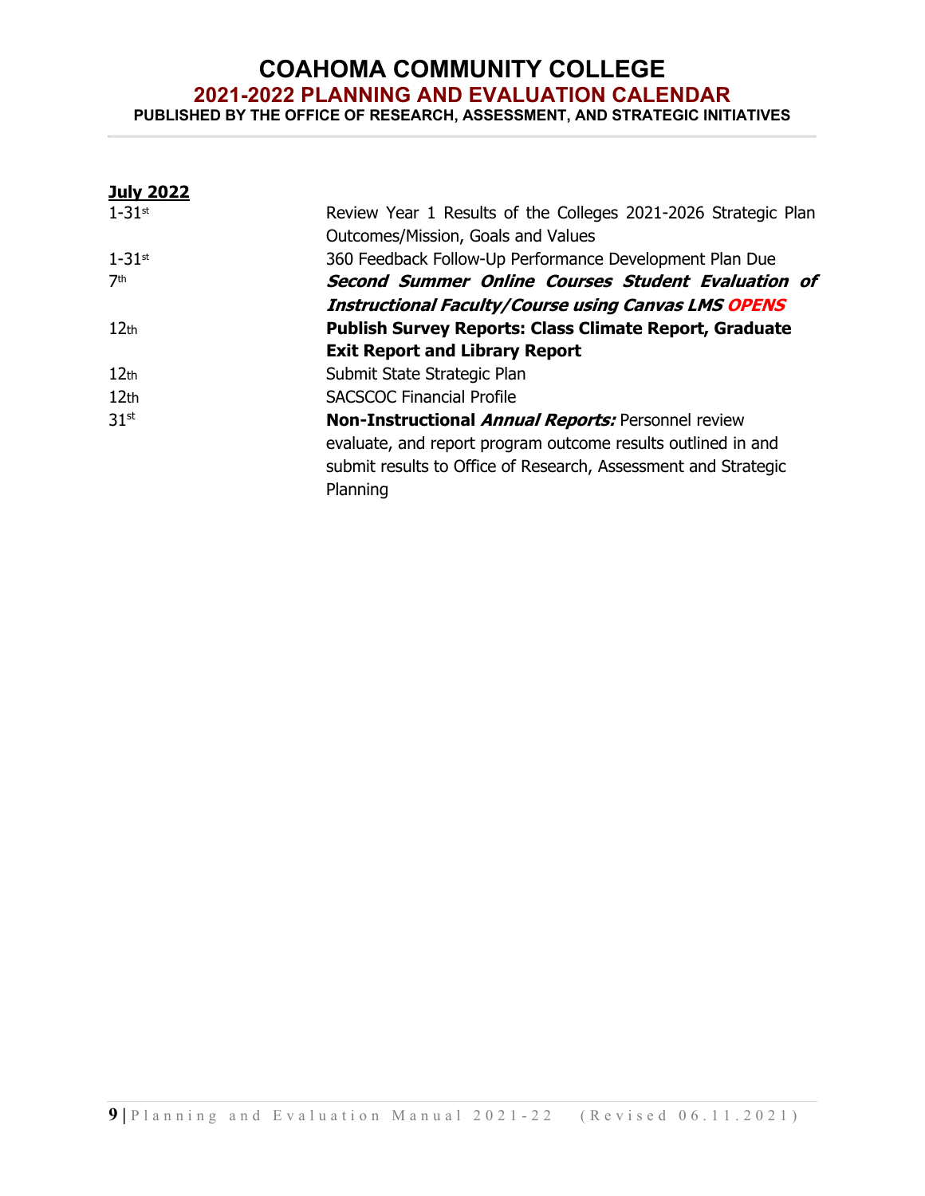# COAHOMA COMMUNITY COLLEGE

## 2021-2022 PLANNING AND EVALUATION CALENDAR

### PUBLISHED BY THE OFFICE OF RESEARCH, ASSESSMENT, AND STRATEGIC INITIATIVES

**<u>July 2022</u>**

| | |
|---|---|
| 1-31st | Review Year 1 Results of the Colleges 2021-2026 Strategic Plan Outcomes/Mission, Goals and Values |
| 1-31st | 360 Feedback Follow-Up Performance Development Plan Due |
| 7th | ***Second Summer Online Courses Student Evaluation of Instructional Faculty/Course using Canvas LMS OPENS*** |
| 12th | **Publish Survey Reports: Class Climate Report, Graduate Exit Report and Library Report** |
| 12th | Submit State Strategic Plan |
| 12th | SACSCOC Financial Profile |
| 31st | **Non-Instructional *Annual Reports:*** Personnel review evaluate, and report program outcome results outlined in and submit results to Office of Research, Assessment and Strategic Planning |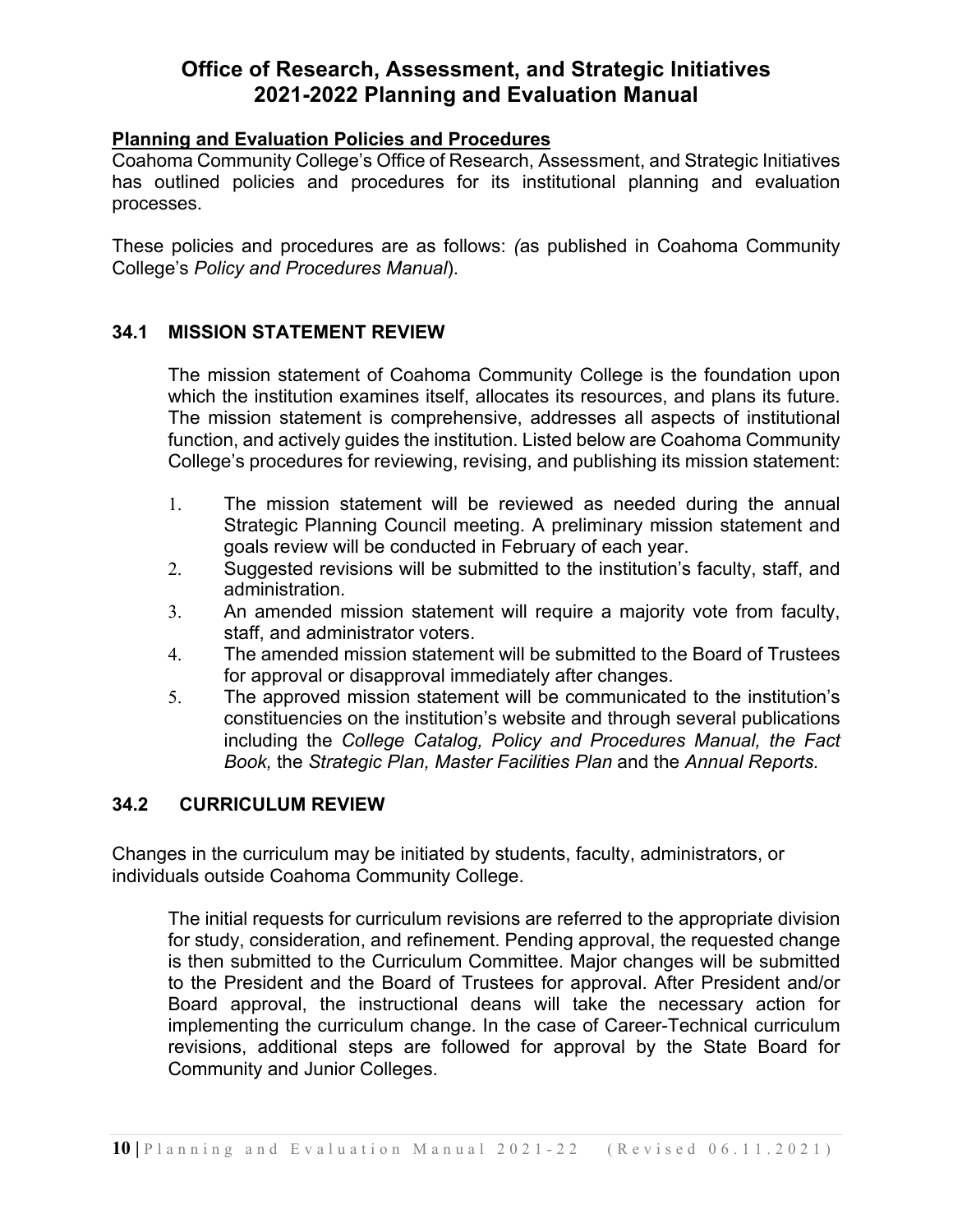# Office of Research, Assessment, and Strategic Initiatives
# 2021-2022 Planning and Evaluation Manual

**Planning and Evaluation Policies and Procedures**

Coahoma Community College's Office of Research, Assessment, and Strategic Initiatives has outlined policies and procedures for its institutional planning and evaluation processes.

These policies and procedures are as follows: (as published in Coahoma Community College's *Policy and Procedures Manual*).

## 34.1 MISSION STATEMENT REVIEW

The mission statement of Coahoma Community College is the foundation upon which the institution examines itself, allocates its resources, and plans its future. The mission statement is comprehensive, addresses all aspects of institutional function, and actively guides the institution. Listed below are Coahoma Community College's procedures for reviewing, revising, and publishing its mission statement:

1. The mission statement will be reviewed as needed during the annual Strategic Planning Council meeting. A preliminary mission statement and goals review will be conducted in February of each year.
2. Suggested revisions will be submitted to the institution's faculty, staff, and administration.
3. An amended mission statement will require a majority vote from faculty, staff, and administrator voters.
4. The amended mission statement will be submitted to the Board of Trustees for approval or disapproval immediately after changes.
5. The approved mission statement will be communicated to the institution's constituencies on the institution's website and through several publications including the *College Catalog, Policy and Procedures Manual, the Fact Book,* the *Strategic Plan, Master Facilities Plan* and the *Annual Reports.*

## 34.2 CURRICULUM REVIEW

Changes in the curriculum may be initiated by students, faculty, administrators, or individuals outside Coahoma Community College.

The initial requests for curriculum revisions are referred to the appropriate division for study, consideration, and refinement. Pending approval, the requested change is then submitted to the Curriculum Committee. Major changes will be submitted to the President and the Board of Trustees for approval. After President and/or Board approval, the instructional deans will take the necessary action for implementing the curriculum change. In the case of Career-Technical curriculum revisions, additional steps are followed for approval by the State Board for Community and Junior Colleges.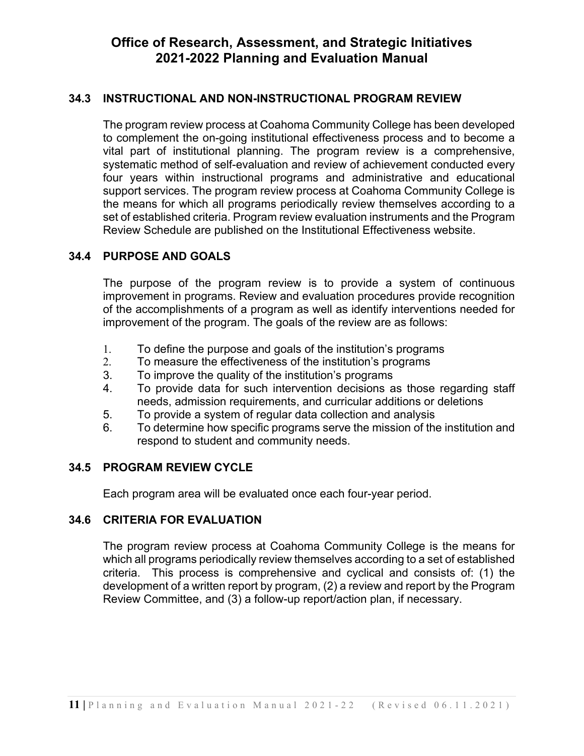# Office of Research, Assessment, and Strategic Initiatives
# 2021-2022 Planning and Evaluation Manual

## 34.3 INSTRUCTIONAL AND NON-INSTRUCTIONAL PROGRAM REVIEW

The program review process at Coahoma Community College has been developed to complement the on-going institutional effectiveness process and to become a vital part of institutional planning. The program review is a comprehensive, systematic method of self-evaluation and review of achievement conducted every four years within instructional programs and administrative and educational support services. The program review process at Coahoma Community College is the means for which all programs periodically review themselves according to a set of established criteria. Program review evaluation instruments and the Program Review Schedule are published on the Institutional Effectiveness website.

## 34.4 PURPOSE AND GOALS

The purpose of the program review is to provide a system of continuous improvement in programs. Review and evaluation procedures provide recognition of the accomplishments of a program as well as identify interventions needed for improvement of the program. The goals of the review are as follows:

1. To define the purpose and goals of the institution's programs
2. To measure the effectiveness of the institution's programs
3. To improve the quality of the institution's programs
4. To provide data for such intervention decisions as those regarding staff needs, admission requirements, and curricular additions or deletions
5. To provide a system of regular data collection and analysis
6. To determine how specific programs serve the mission of the institution and respond to student and community needs.

## 34.5 PROGRAM REVIEW CYCLE

Each program area will be evaluated once each four-year period.

## 34.6 CRITERIA FOR EVALUATION

The program review process at Coahoma Community College is the means for which all programs periodically review themselves according to a set of established criteria. This process is comprehensive and cyclical and consists of: (1) the development of a written report by program, (2) a review and report by the Program Review Committee, and (3) a follow-up report/action plan, if necessary.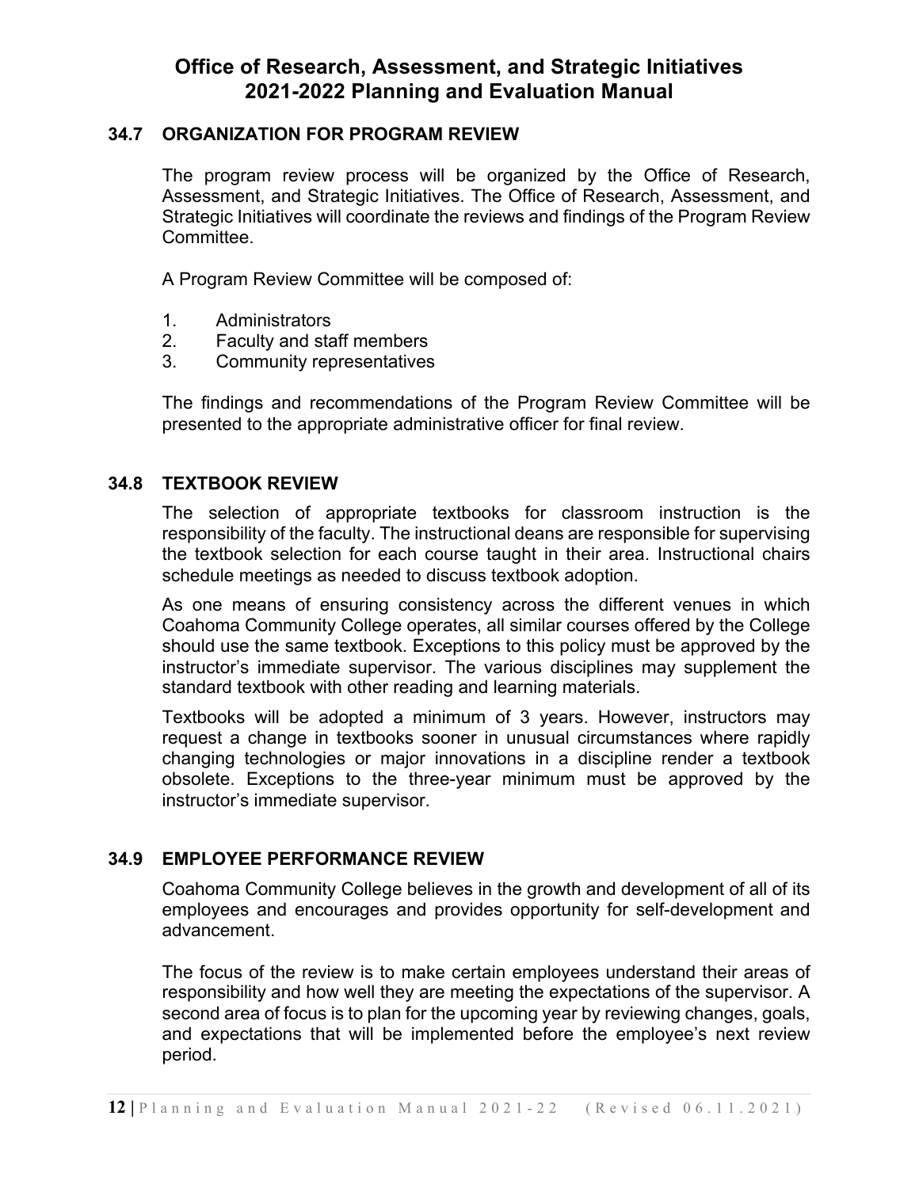## 34.7 ORGANIZATION FOR PROGRAM REVIEW

The program review process will be organized by the Office of Research, Assessment, and Strategic Initiatives. The Office of Research, Assessment, and Strategic Initiatives will coordinate the reviews and findings of the Program Review Committee.

A Program Review Committee will be composed of:

1. Administrators
2. Faculty and staff members
3. Community representatives

The findings and recommendations of the Program Review Committee will be presented to the appropriate administrative officer for final review.

## 34.8 TEXTBOOK REVIEW

The selection of appropriate textbooks for classroom instruction is the responsibility of the faculty. The instructional deans are responsible for supervising the textbook selection for each course taught in their area. Instructional chairs schedule meetings as needed to discuss textbook adoption.

As one means of ensuring consistency across the different venues in which Coahoma Community College operates, all similar courses offered by the College should use the same textbook. Exceptions to this policy must be approved by the instructor's immediate supervisor. The various disciplines may supplement the standard textbook with other reading and learning materials.

Textbooks will be adopted a minimum of 3 years. However, instructors may request a change in textbooks sooner in unusual circumstances where rapidly changing technologies or major innovations in a discipline render a textbook obsolete. Exceptions to the three-year minimum must be approved by the instructor's immediate supervisor.

## 34.9 EMPLOYEE PERFORMANCE REVIEW

Coahoma Community College believes in the growth and development of all of its employees and encourages and provides opportunity for self-development and advancement.

The focus of the review is to make certain employees understand their areas of responsibility and how well they are meeting the expectations of the supervisor. A second area of focus is to plan for the upcoming year by reviewing changes, goals, and expectations that will be implemented before the employee's next review period.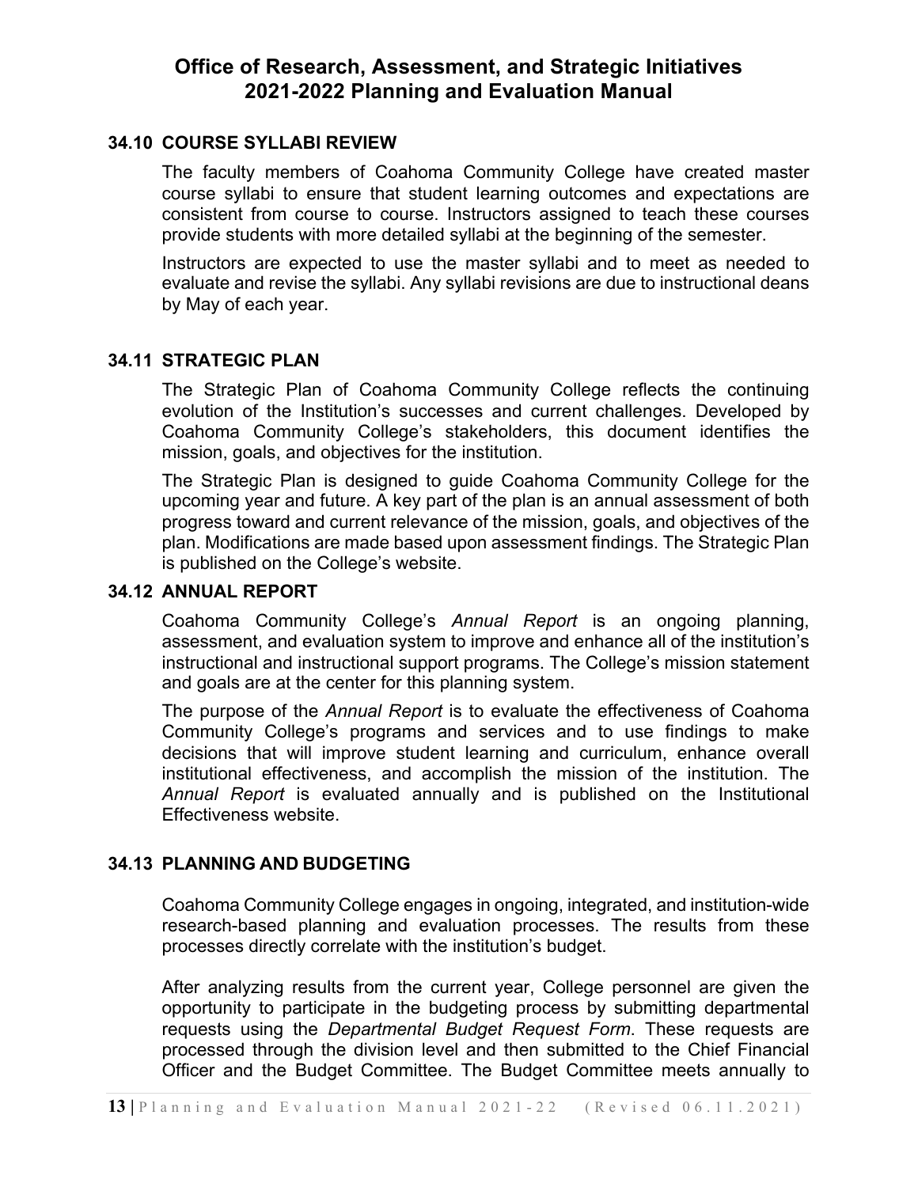### 34.10 COURSE SYLLABI REVIEW

The faculty members of Coahoma Community College have created master course syllabi to ensure that student learning outcomes and expectations are consistent from course to course. Instructors assigned to teach these courses provide students with more detailed syllabi at the beginning of the semester.

Instructors are expected to use the master syllabi and to meet as needed to evaluate and revise the syllabi. Any syllabi revisions are due to instructional deans by May of each year.

### 34.11 STRATEGIC PLAN

The Strategic Plan of Coahoma Community College reflects the continuing evolution of the Institution's successes and current challenges. Developed by Coahoma Community College's stakeholders, this document identifies the mission, goals, and objectives for the institution.

The Strategic Plan is designed to guide Coahoma Community College for the upcoming year and future. A key part of the plan is an annual assessment of both progress toward and current relevance of the mission, goals, and objectives of the plan. Modifications are made based upon assessment findings. The Strategic Plan is published on the College's website.

### 34.12 ANNUAL REPORT

Coahoma Community College's *Annual Report* is an ongoing planning, assessment, and evaluation system to improve and enhance all of the institution's instructional and instructional support programs. The College's mission statement and goals are at the center for this planning system.

The purpose of the *Annual Report* is to evaluate the effectiveness of Coahoma Community College's programs and services and to use findings to make decisions that will improve student learning and curriculum, enhance overall institutional effectiveness, and accomplish the mission of the institution. The *Annual Report* is evaluated annually and is published on the Institutional Effectiveness website.

### 34.13 PLANNING AND BUDGETING

Coahoma Community College engages in ongoing, integrated, and institution-wide research-based planning and evaluation processes. The results from these processes directly correlate with the institution's budget.

After analyzing results from the current year, College personnel are given the opportunity to participate in the budgeting process by submitting departmental requests using the *Departmental Budget Request Form*. These requests are processed through the division level and then submitted to the Chief Financial Officer and the Budget Committee. The Budget Committee meets annually to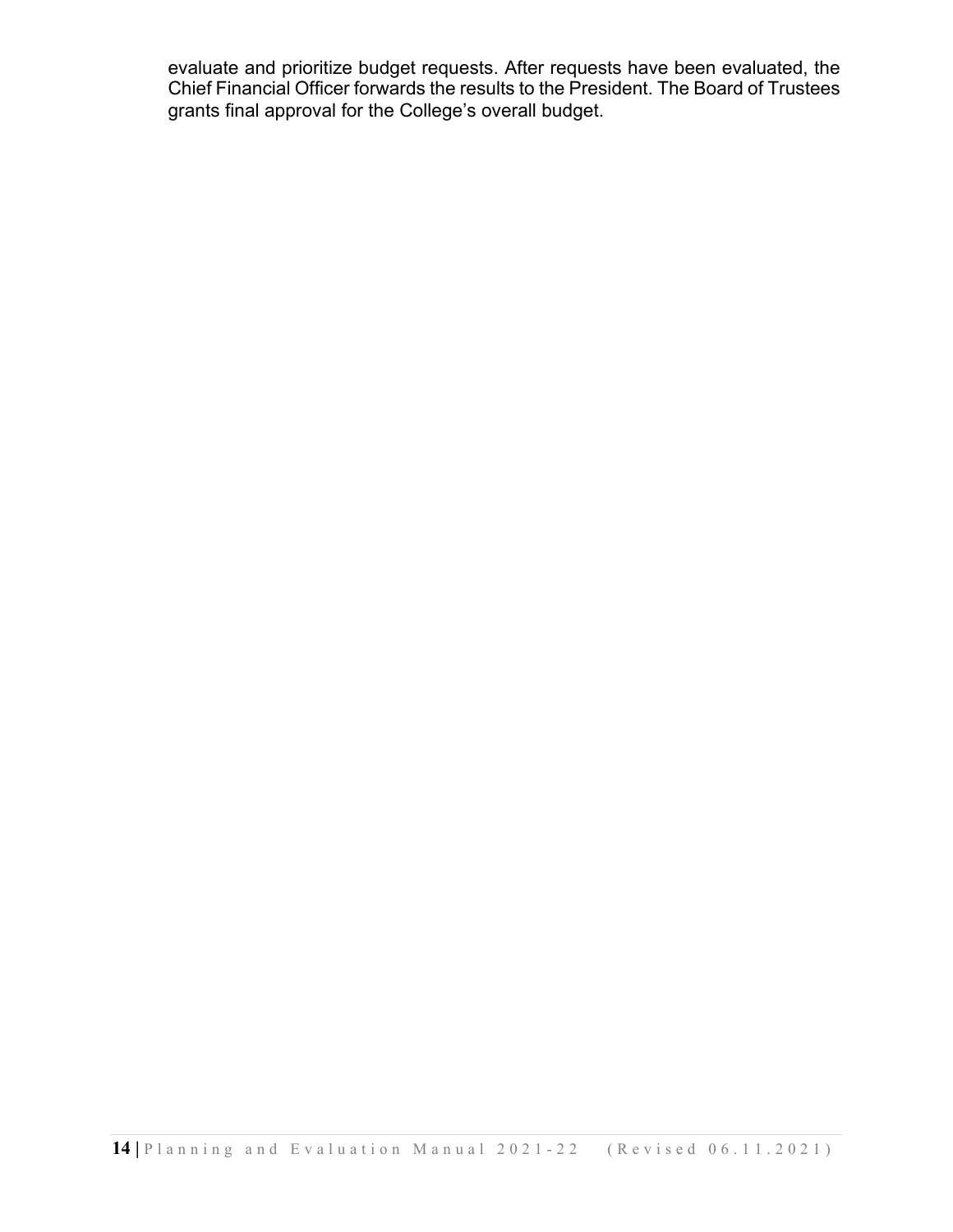evaluate and prioritize budget requests. After requests have been evaluated, the Chief Financial Officer forwards the results to the President. The Board of Trustees grants final approval for the College's overall budget.